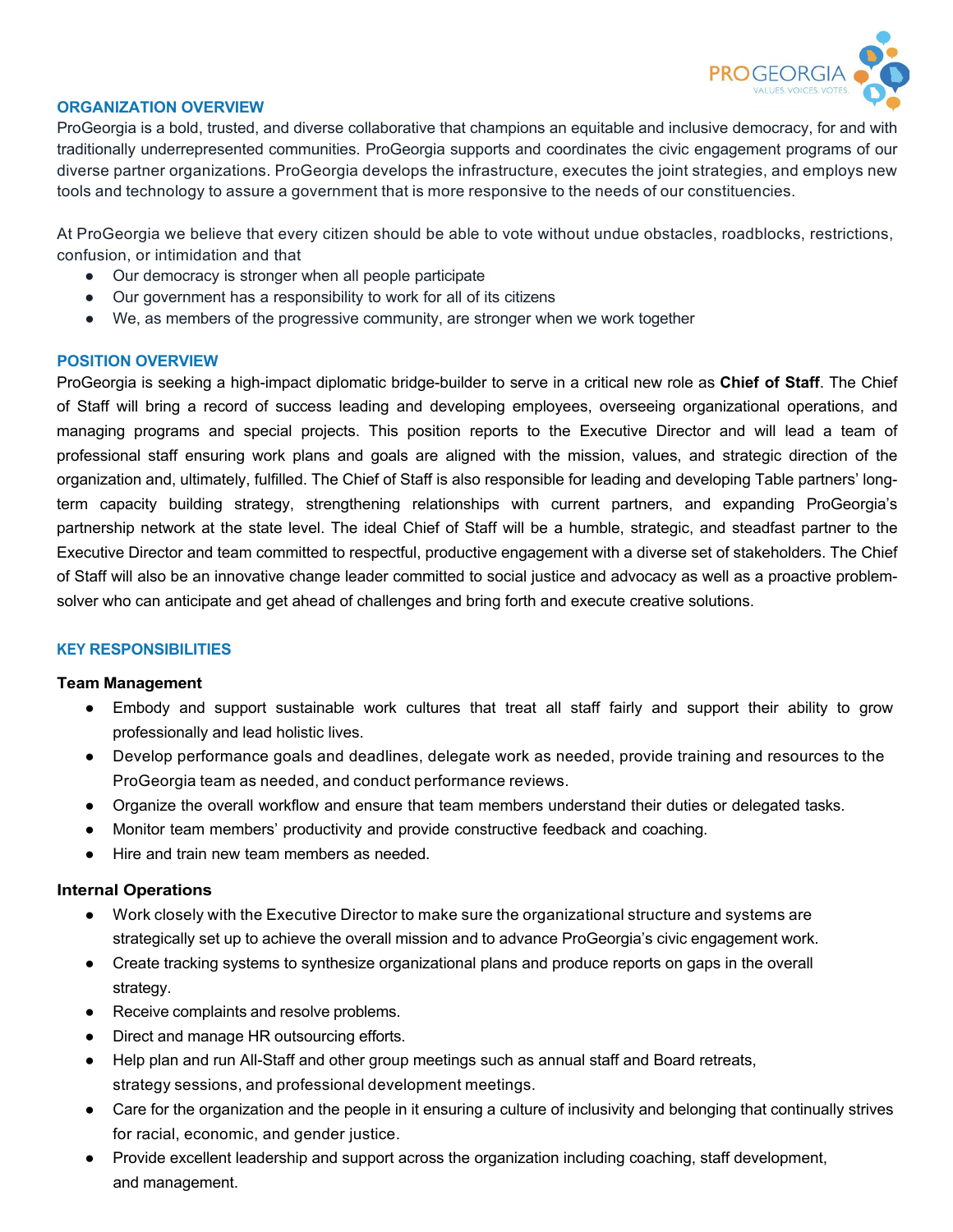## ORGANIZATION OVERVIEW

ProGeorgia is a bold, trusted, and diverse collaborative that champions an equitable and inclusive democracy, for and with traditionally underrepresented communities. ProGeorgia supports and coordinates the civic engagement programs of our diverse partner organizations. ProGeorgia develops the infrastructure, executes the joint strategies, and employs new tools and technology to assure a government that is more responsive to the needs of our constituencies.

At ProGeorgia we believe that every citizen should be able to vote without undue obstacles, roadblocks, restrictions, confusion, or intimidation and that

- Our democracy is stronger when all people participate
- Our government has a responsibility to work for all of its citizens
- We, as members of the progressive community, are stronger when we work together

## POSITION OVERVIEW

ProGeorgia is seeking a high-impact diplomatic bridge-builder to serve in a critical new role as **Chief of Staff**. The Chief of Staff will bring a record of success leading and developing employees, overseeing organizational operations, and managing programs and special projects. This position reports to the Executive Director and will lead a team of professional staff ensuring work plans and goals are aligned with the mission, values, and strategic direction of the organization and, ultimately, fulfilled. The Chief of Staff is also responsible for leading and developing Table partners' long-term capacity building strategy, strengthening relationships with current partners, and expanding ProGeorgia's partnership network at the state level. The ideal Chief of Staff will be a humble, strategic, and steadfast partner to the Executive Director and team committed to respectful, productive engagement with a diverse set of stakeholders. The Chief of Staff will also be an innovative change leader committed to social justice and advocacy as well as a proactive problem-solver who can anticipate and get ahead of challenges and bring forth and execute creative solutions.

## KEY RESPONSIBILITIES

### Team Management

- Embody and support sustainable work cultures that treat all staff fairly and support their ability to grow professionally and lead holistic lives.
- Develop performance goals and deadlines, delegate work as needed, provide training and resources to the ProGeorgia team as needed, and conduct performance reviews.
- Organize the overall workflow and ensure that team members understand their duties or delegated tasks.
- Monitor team members' productivity and provide constructive feedback and coaching.
- Hire and train new team members as needed.

### Internal Operations

- Work closely with the Executive Director to make sure the organizational structure and systems are strategically set up to achieve the overall mission and to advance ProGeorgia's civic engagement work.
- Create tracking systems to synthesize organizational plans and produce reports on gaps in the overall strategy.
- Receive complaints and resolve problems.
- Direct and manage HR outsourcing efforts.
- Help plan and run All-Staff and other group meetings such as annual staff and Board retreats, strategy sessions, and professional development meetings.
- Care for the organization and the people in it ensuring a culture of inclusivity and belonging that continually strives for racial, economic, and gender justice.
- Provide excellent leadership and support across the organization including coaching, staff development, and management.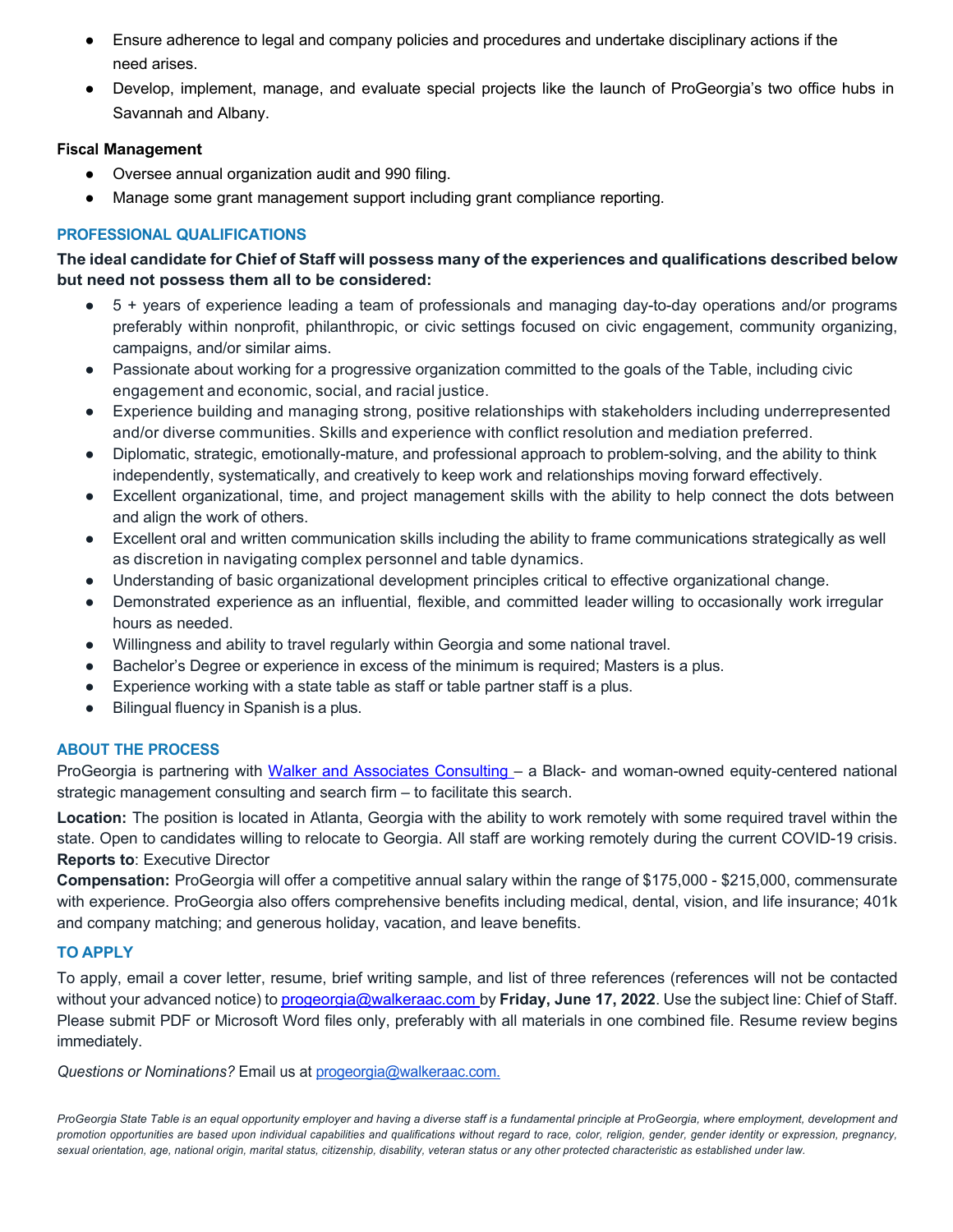- Ensure adherence to legal and company policies and procedures and undertake disciplinary actions if the need arises.
- Develop, implement, manage, and evaluate special projects like the launch of ProGeorgia's two office hubs in Savannah and Albany.

**Fiscal Management**

- Oversee annual organization audit and 990 filing.
- Manage some grant management support including grant compliance reporting.

## PROFESSIONAL QUALIFICATIONS

**The ideal candidate for Chief of Staff will possess many of the experiences and qualifications described below but need not possess them all to be considered:**

- 5 + years of experience leading a team of professionals and managing day-to-day operations and/or programs preferably within nonprofit, philanthropic, or civic settings focused on civic engagement, community organizing, campaigns, and/or similar aims.
- Passionate about working for a progressive organization committed to the goals of the Table, including civic engagement and economic, social, and racial justice.
- Experience building and managing strong, positive relationships with stakeholders including underrepresented and/or diverse communities. Skills and experience with conflict resolution and mediation preferred.
- Diplomatic, strategic, emotionally-mature, and professional approach to problem-solving, and the ability to think independently, systematically, and creatively to keep work and relationships moving forward effectively.
- Excellent organizational, time, and project management skills with the ability to help connect the dots between and align the work of others.
- Excellent oral and written communication skills including the ability to frame communications strategically as well as discretion in navigating complex personnel and table dynamics.
- Understanding of basic organizational development principles critical to effective organizational change.
- Demonstrated experience as an influential, flexible, and committed leader willing to occasionally work irregular hours as needed.
- Willingness and ability to travel regularly within Georgia and some national travel.
- Bachelor's Degree or experience in excess of the minimum is required; Masters is a plus.
- Experience working with a state table as staff or table partner staff is a plus.
- Bilingual fluency in Spanish is a plus.

## ABOUT THE PROCESS

ProGeorgia is partnering with Walker and Associates Consulting – a Black- and woman-owned equity-centered national strategic management consulting and search firm – to facilitate this search.

**Location:** The position is located in Atlanta, Georgia with the ability to work remotely with some required travel within the state. Open to candidates willing to relocate to Georgia. All staff are working remotely during the current COVID-19 crisis.
**Reports to**: Executive Director

**Compensation:** ProGeorgia will offer a competitive annual salary within the range of $175,000 - $215,000, commensurate with experience. ProGeorgia also offers comprehensive benefits including medical, dental, vision, and life insurance; 401k and company matching; and generous holiday, vacation, and leave benefits.

## TO APPLY

To apply, email a cover letter, resume, brief writing sample, and list of three references (references will not be contacted without your advanced notice) to progeorgia@walkeraac.com by **Friday, June 17, 2022**. Use the subject line: Chief of Staff. Please submit PDF or Microsoft Word files only, preferably with all materials in one combined file. Resume review begins immediately.

*Questions or Nominations?* Email us at progeorgia@walkeraac.com.

*ProGeorgia State Table is an equal opportunity employer and having a diverse staff is a fundamental principle at ProGeorgia, where employment, development and promotion opportunities are based upon individual capabilities and qualifications without regard to race, color, religion, gender, gender identity or expression, pregnancy, sexual orientation, age, national origin, marital status, citizenship, disability, veteran status or any other protected characteristic as established under law.*